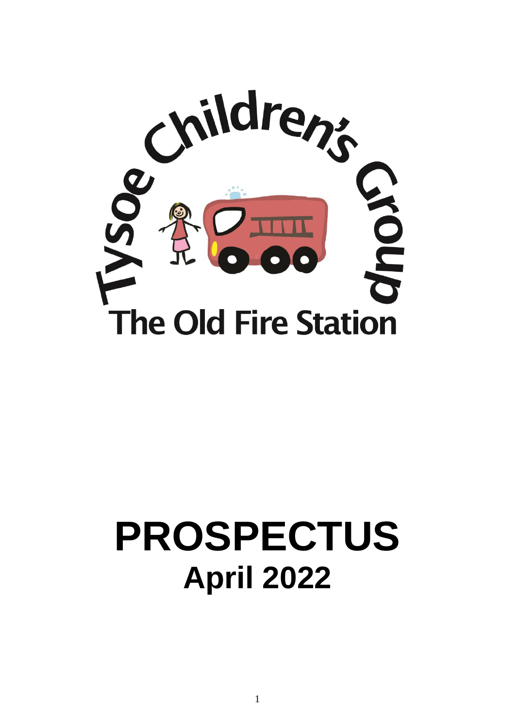Tysoe Children's Group

The Old Fire Station

# PROSPECTUS

## April 2022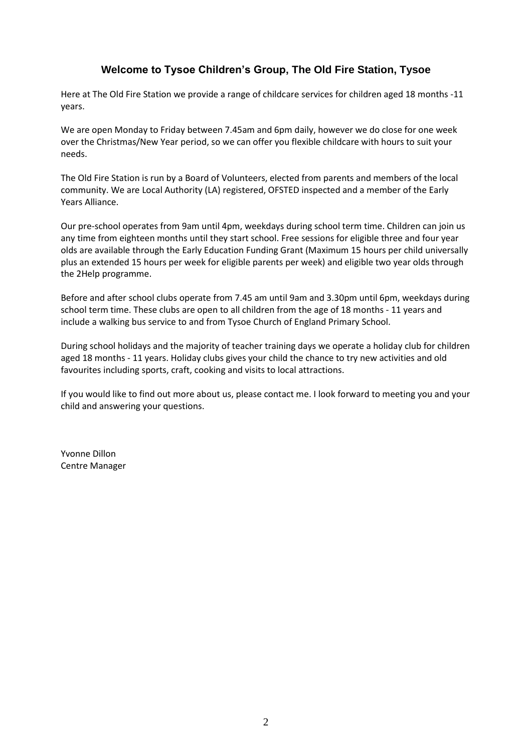# Welcome to Tysoe Children's Group, The Old Fire Station, Tysoe

Here at The Old Fire Station we provide a range of childcare services for children aged 18 months -11 years.

We are open Monday to Friday between 7.45am and 6pm daily, however we do close for one week over the Christmas/New Year period, so we can offer you flexible childcare with hours to suit your needs.

The Old Fire Station is run by a Board of Volunteers, elected from parents and members of the local community. We are Local Authority (LA) registered, OFSTED inspected and a member of the Early Years Alliance.

Our pre-school operates from 9am until 4pm, weekdays during school term time. Children can join us any time from eighteen months until they start school. Free sessions for eligible three and four year olds are available through the Early Education Funding Grant (Maximum 15 hours per child universally plus an extended 15 hours per week for eligible parents per week) and eligible two year olds through the 2Help programme.

Before and after school clubs operate from 7.45 am until 9am and 3.30pm until 6pm, weekdays during school term time. These clubs are open to all children from the age of 18 months - 11 years and include a walking bus service to and from Tysoe Church of England Primary School.

During school holidays and the majority of teacher training days we operate a holiday club for children aged 18 months - 11 years. Holiday clubs gives your child the chance to try new activities and old favourites including sports, craft, cooking and visits to local attractions.

If you would like to find out more about us, please contact me. I look forward to meeting you and your child and answering your questions.

Yvonne Dillon  
Centre Manager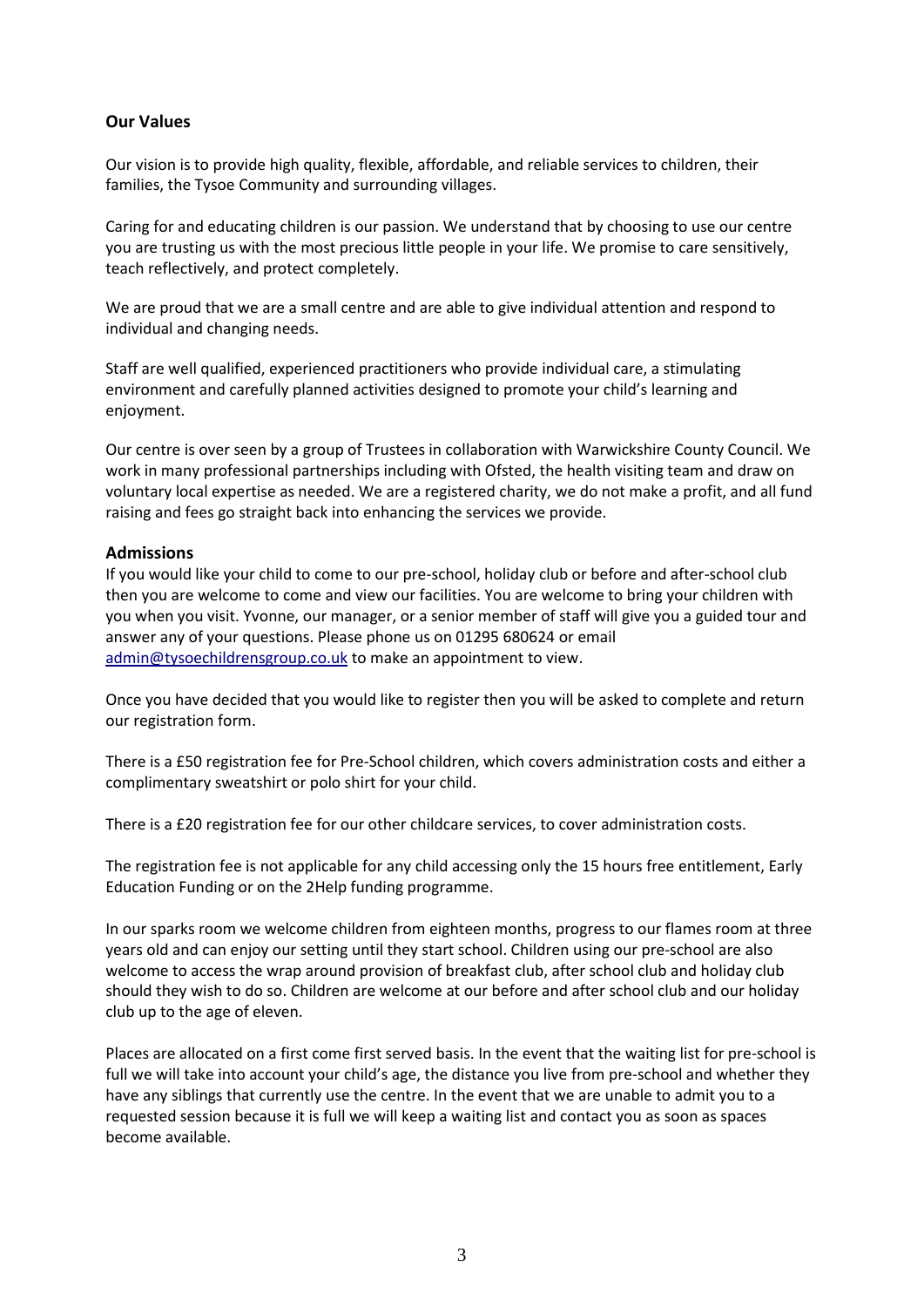## Our Values

Our vision is to provide high quality, flexible, affordable, and reliable services to children, their families, the Tysoe Community and surrounding villages.

Caring for and educating children is our passion. We understand that by choosing to use our centre you are trusting us with the most precious little people in your life. We promise to care sensitively, teach reflectively, and protect completely.

We are proud that we are a small centre and are able to give individual attention and respond to individual and changing needs.

Staff are well qualified, experienced practitioners who provide individual care, a stimulating environment and carefully planned activities designed to promote your child's learning and enjoyment.

Our centre is over seen by a group of Trustees in collaboration with Warwickshire County Council. We work in many professional partnerships including with Ofsted, the health visiting team and draw on voluntary local expertise as needed. We are a registered charity, we do not make a profit, and all fund raising and fees go straight back into enhancing the services we provide.

## Admissions

If you would like your child to come to our pre-school, holiday club or before and after-school club then you are welcome to come and view our facilities. You are welcome to bring your children with you when you visit. Yvonne, our manager, or a senior member of staff will give you a guided tour and answer any of your questions. Please phone us on 01295 680624 or email admin@tysoechildrensgroup.co.uk to make an appointment to view.

Once you have decided that you would like to register then you will be asked to complete and return our registration form.

There is a £50 registration fee for Pre-School children, which covers administration costs and either a complimentary sweatshirt or polo shirt for your child.

There is a £20 registration fee for our other childcare services, to cover administration costs.

The registration fee is not applicable for any child accessing only the 15 hours free entitlement, Early Education Funding or on the 2Help funding programme.

In our sparks room we welcome children from eighteen months, progress to our flames room at three years old and can enjoy our setting until they start school. Children using our pre-school are also welcome to access the wrap around provision of breakfast club, after school club and holiday club should they wish to do so. Children are welcome at our before and after school club and our holiday club up to the age of eleven.

Places are allocated on a first come first served basis. In the event that the waiting list for pre-school is full we will take into account your child's age, the distance you live from pre-school and whether they have any siblings that currently use the centre. In the event that we are unable to admit you to a requested session because it is full we will keep a waiting list and contact you as soon as spaces become available.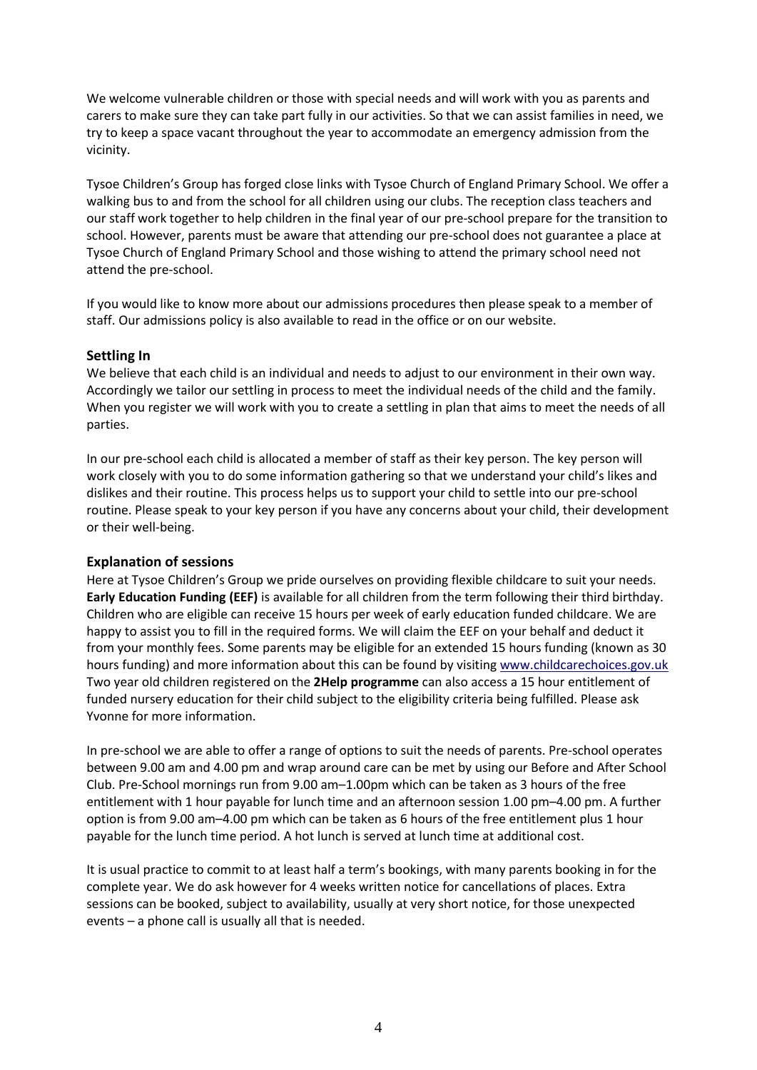We welcome vulnerable children or those with special needs and will work with you as parents and carers to make sure they can take part fully in our activities. So that we can assist families in need, we try to keep a space vacant throughout the year to accommodate an emergency admission from the vicinity.

Tysoe Children's Group has forged close links with Tysoe Church of England Primary School. We offer a walking bus to and from the school for all children using our clubs. The reception class teachers and our staff work together to help children in the final year of our pre-school prepare for the transition to school. However, parents must be aware that attending our pre-school does not guarantee a place at Tysoe Church of England Primary School and those wishing to attend the primary school need not attend the pre-school.

If you would like to know more about our admissions procedures then please speak to a member of staff. Our admissions policy is also available to read in the office or on our website.

### Settling In

We believe that each child is an individual and needs to adjust to our environment in their own way. Accordingly we tailor our settling in process to meet the individual needs of the child and the family. When you register we will work with you to create a settling in plan that aims to meet the needs of all parties.

In our pre-school each child is allocated a member of staff as their key person. The key person will work closely with you to do some information gathering so that we understand your child's likes and dislikes and their routine. This process helps us to support your child to settle into our pre-school routine. Please speak to your key person if you have any concerns about your child, their development or their well-being.

### Explanation of sessions

Here at Tysoe Children's Group we pride ourselves on providing flexible childcare to suit your needs. **Early Education Funding (EEF)** is available for all children from the term following their third birthday. Children who are eligible can receive 15 hours per week of early education funded childcare. We are happy to assist you to fill in the required forms. We will claim the EEF on your behalf and deduct it from your monthly fees. Some parents may be eligible for an extended 15 hours funding (known as 30 hours funding) and more information about this can be found by visiting www.childcarechoices.gov.uk Two year old children registered on the **2Help programme** can also access a 15 hour entitlement of funded nursery education for their child subject to the eligibility criteria being fulfilled. Please ask Yvonne for more information.

In pre-school we are able to offer a range of options to suit the needs of parents. Pre-school operates between 9.00 am and 4.00 pm and wrap around care can be met by using our Before and After School Club. Pre-School mornings run from 9.00 am–1.00pm which can be taken as 3 hours of the free entitlement with 1 hour payable for lunch time and an afternoon session 1.00 pm–4.00 pm. A further option is from 9.00 am–4.00 pm which can be taken as 6 hours of the free entitlement plus 1 hour payable for the lunch time period. A hot lunch is served at lunch time at additional cost.

It is usual practice to commit to at least half a term's bookings, with many parents booking in for the complete year. We do ask however for 4 weeks written notice for cancellations of places. Extra sessions can be booked, subject to availability, usually at very short notice, for those unexpected events – a phone call is usually all that is needed.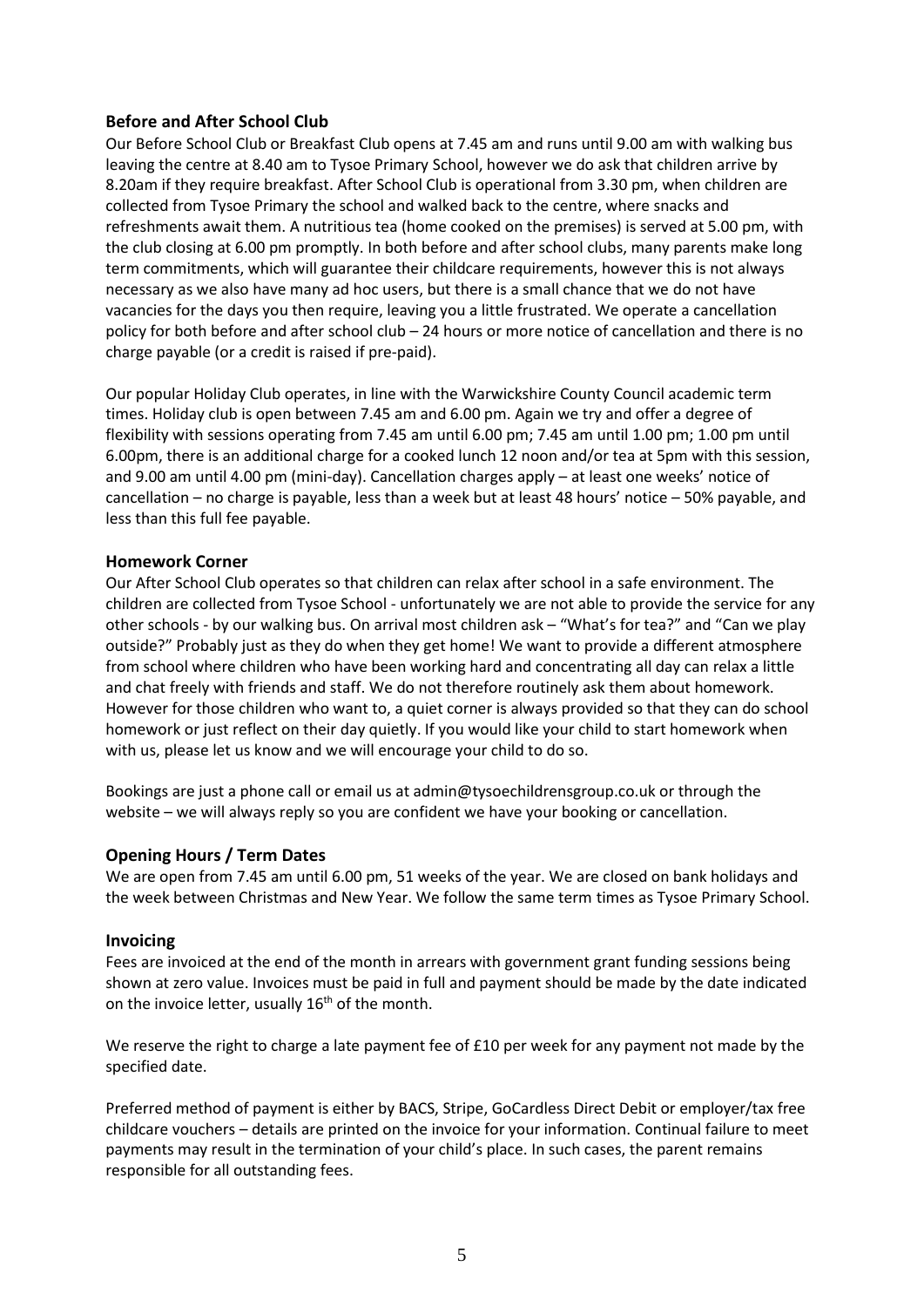### Before and After School Club

Our Before School Club or Breakfast Club opens at 7.45 am and runs until 9.00 am with walking bus leaving the centre at 8.40 am to Tysoe Primary School, however we do ask that children arrive by 8.20am if they require breakfast. After School Club is operational from 3.30 pm, when children are collected from Tysoe Primary the school and walked back to the centre, where snacks and refreshments await them. A nutritious tea (home cooked on the premises) is served at 5.00 pm, with the club closing at 6.00 pm promptly. In both before and after school clubs, many parents make long term commitments, which will guarantee their childcare requirements, however this is not always necessary as we also have many ad hoc users, but there is a small chance that we do not have vacancies for the days you then require, leaving you a little frustrated. We operate a cancellation policy for both before and after school club – 24 hours or more notice of cancellation and there is no charge payable (or a credit is raised if pre-paid).

Our popular Holiday Club operates, in line with the Warwickshire County Council academic term times. Holiday club is open between 7.45 am and 6.00 pm. Again we try and offer a degree of flexibility with sessions operating from 7.45 am until 6.00 pm; 7.45 am until 1.00 pm; 1.00 pm until 6.00pm, there is an additional charge for a cooked lunch 12 noon and/or tea at 5pm with this session, and 9.00 am until 4.00 pm (mini-day). Cancellation charges apply – at least one weeks' notice of cancellation – no charge is payable, less than a week but at least 48 hours' notice – 50% payable, and less than this full fee payable.

### Homework Corner

Our After School Club operates so that children can relax after school in a safe environment. The children are collected from Tysoe School - unfortunately we are not able to provide the service for any other schools - by our walking bus. On arrival most children ask – "What's for tea?" and "Can we play outside?" Probably just as they do when they get home! We want to provide a different atmosphere from school where children who have been working hard and concentrating all day can relax a little and chat freely with friends and staff. We do not therefore routinely ask them about homework. However for those children who want to, a quiet corner is always provided so that they can do school homework or just reflect on their day quietly. If you would like your child to start homework when with us, please let us know and we will encourage your child to do so.

Bookings are just a phone call or email us at admin@tysoechildrensgroup.co.uk or through the website – we will always reply so you are confident we have your booking or cancellation.

### Opening Hours / Term Dates

We are open from 7.45 am until 6.00 pm, 51 weeks of the year. We are closed on bank holidays and the week between Christmas and New Year. We follow the same term times as Tysoe Primary School.

### Invoicing

Fees are invoiced at the end of the month in arrears with government grant funding sessions being shown at zero value. Invoices must be paid in full and payment should be made by the date indicated on the invoice letter, usually 16th of the month.

We reserve the right to charge a late payment fee of £10 per week for any payment not made by the specified date.

Preferred method of payment is either by BACS, Stripe, GoCardless Direct Debit or employer/tax free childcare vouchers – details are printed on the invoice for your information. Continual failure to meet payments may result in the termination of your child's place. In such cases, the parent remains responsible for all outstanding fees.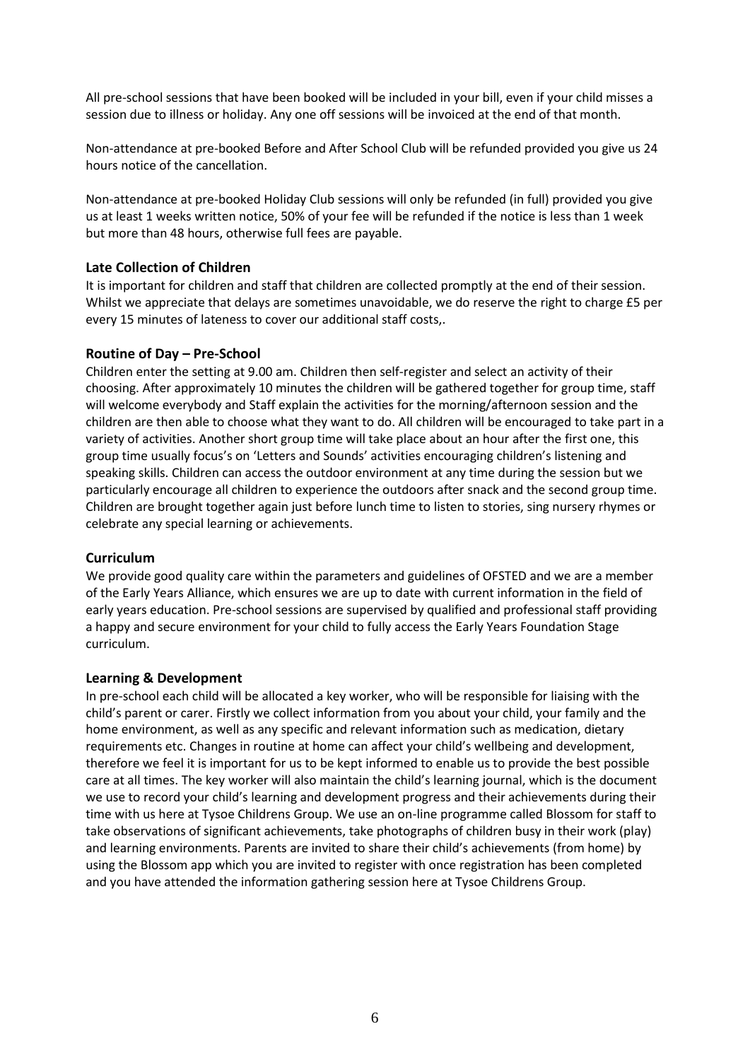All pre-school sessions that have been booked will be included in your bill, even if your child misses a session due to illness or holiday. Any one off sessions will be invoiced at the end of that month.

Non-attendance at pre-booked Before and After School Club will be refunded provided you give us 24 hours notice of the cancellation.

Non-attendance at pre-booked Holiday Club sessions will only be refunded (in full) provided you give us at least 1 weeks written notice, 50% of your fee will be refunded if the notice is less than 1 week but more than 48 hours, otherwise full fees are payable.

### Late Collection of Children

It is important for children and staff that children are collected promptly at the end of their session. Whilst we appreciate that delays are sometimes unavoidable, we do reserve the right to charge £5 per every 15 minutes of lateness to cover our additional staff costs,.

### Routine of Day – Pre-School

Children enter the setting at 9.00 am. Children then self-register and select an activity of their choosing. After approximately 10 minutes the children will be gathered together for group time, staff will welcome everybody and Staff explain the activities for the morning/afternoon session and the children are then able to choose what they want to do. All children will be encouraged to take part in a variety of activities. Another short group time will take place about an hour after the first one, this group time usually focus's on 'Letters and Sounds' activities encouraging children's listening and speaking skills. Children can access the outdoor environment at any time during the session but we particularly encourage all children to experience the outdoors after snack and the second group time. Children are brought together again just before lunch time to listen to stories, sing nursery rhymes or celebrate any special learning or achievements.

### Curriculum

We provide good quality care within the parameters and guidelines of OFSTED and we are a member of the Early Years Alliance, which ensures we are up to date with current information in the field of early years education. Pre-school sessions are supervised by qualified and professional staff providing a happy and secure environment for your child to fully access the Early Years Foundation Stage curriculum.

### Learning & Development

In pre-school each child will be allocated a key worker, who will be responsible for liaising with the child's parent or carer. Firstly we collect information from you about your child, your family and the home environment, as well as any specific and relevant information such as medication, dietary requirements etc. Changes in routine at home can affect your child's wellbeing and development, therefore we feel it is important for us to be kept informed to enable us to provide the best possible care at all times. The key worker will also maintain the child's learning journal, which is the document we use to record your child's learning and development progress and their achievements during their time with us here at Tysoe Childrens Group. We use an on-line programme called Blossom for staff to take observations of significant achievements, take photographs of children busy in their work (play) and learning environments. Parents are invited to share their child's achievements (from home) by using the Blossom app which you are invited to register with once registration has been completed and you have attended the information gathering session here at Tysoe Childrens Group.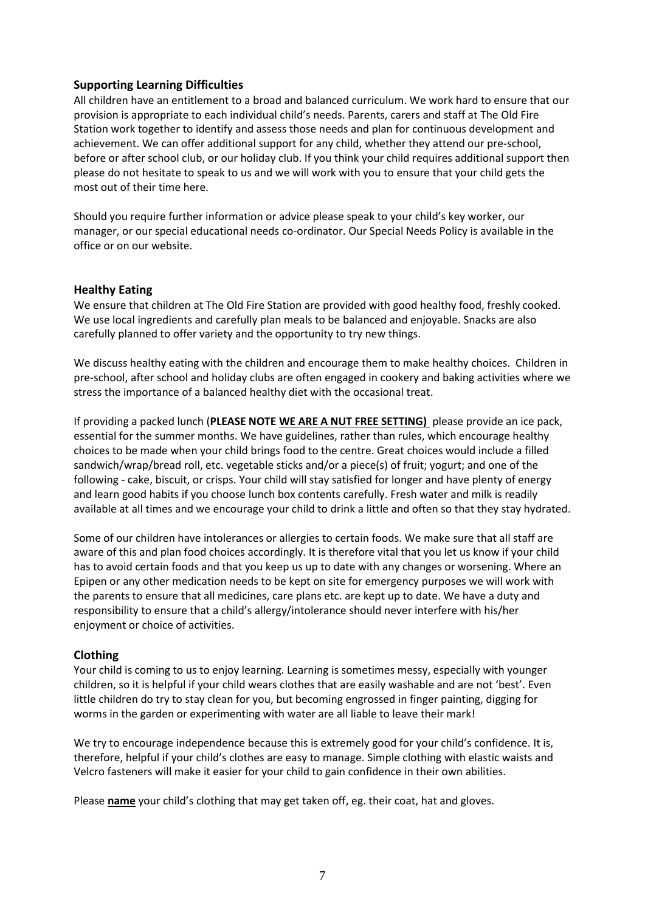## Supporting Learning Difficulties

All children have an entitlement to a broad and balanced curriculum. We work hard to ensure that our provision is appropriate to each individual child's needs. Parents, carers and staff at The Old Fire Station work together to identify and assess those needs and plan for continuous development and achievement. We can offer additional support for any child, whether they attend our pre-school, before or after school club, or our holiday club. If you think your child requires additional support then please do not hesitate to speak to us and we will work with you to ensure that your child gets the most out of their time here.

Should you require further information or advice please speak to your child's key worker, our manager, or our special educational needs co-ordinator. Our Special Needs Policy is available in the office or on our website.

## Healthy Eating

We ensure that children at The Old Fire Station are provided with good healthy food, freshly cooked. We use local ingredients and carefully plan meals to be balanced and enjoyable. Snacks are also carefully planned to offer variety and the opportunity to try new things.

We discuss healthy eating with the children and encourage them to make healthy choices. Children in pre-school, after school and holiday clubs are often engaged in cookery and baking activities where we stress the importance of a balanced healthy diet with the occasional treat.

If providing a packed lunch (**PLEASE NOTE <u>WE ARE A NUT FREE SETTING)</u>** please provide an ice pack, essential for the summer months. We have guidelines, rather than rules, which encourage healthy choices to be made when your child brings food to the centre. Great choices would include a filled sandwich/wrap/bread roll, etc. vegetable sticks and/or a piece(s) of fruit; yogurt; and one of the following - cake, biscuit, or crisps. Your child will stay satisfied for longer and have plenty of energy and learn good habits if you choose lunch box contents carefully. Fresh water and milk is readily available at all times and we encourage your child to drink a little and often so that they stay hydrated.

Some of our children have intolerances or allergies to certain foods. We make sure that all staff are aware of this and plan food choices accordingly. It is therefore vital that you let us know if your child has to avoid certain foods and that you keep us up to date with any changes or worsening. Where an Epipen or any other medication needs to be kept on site for emergency purposes we will work with the parents to ensure that all medicines, care plans etc. are kept up to date. We have a duty and responsibility to ensure that a child's allergy/intolerance should never interfere with his/her enjoyment or choice of activities.

## Clothing

Your child is coming to us to enjoy learning. Learning is sometimes messy, especially with younger children, so it is helpful if your child wears clothes that are easily washable and are not 'best'. Even little children do try to stay clean for you, but becoming engrossed in finger painting, digging for worms in the garden or experimenting with water are all liable to leave their mark!

We try to encourage independence because this is extremely good for your child's confidence. It is, therefore, helpful if your child's clothes are easy to manage. Simple clothing with elastic waists and Velcro fasteners will make it easier for your child to gain confidence in their own abilities.

Please **<u>name</u>** your child's clothing that may get taken off, eg. their coat, hat and gloves.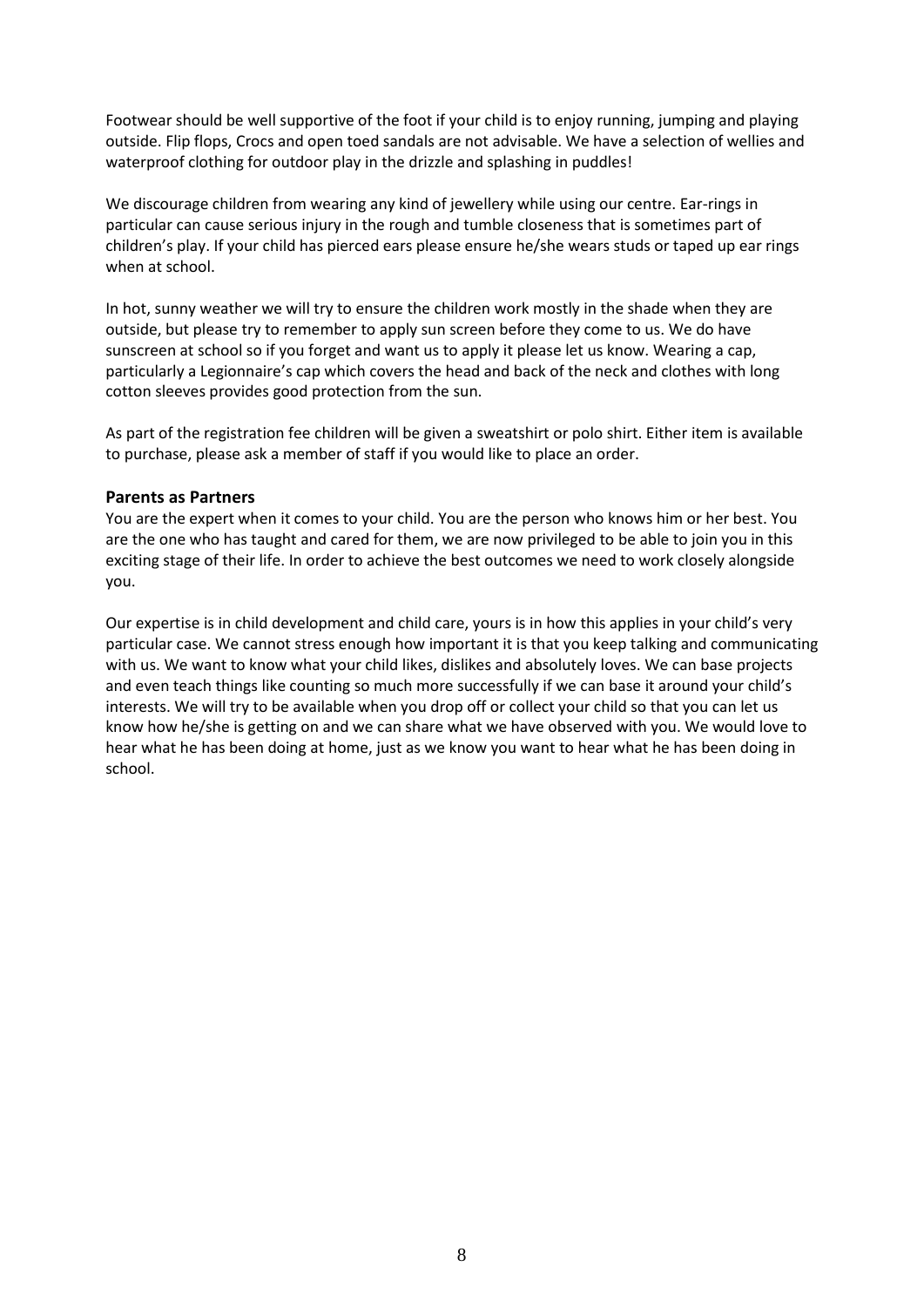Footwear should be well supportive of the foot if your child is to enjoy running, jumping and playing outside. Flip flops, Crocs and open toed sandals are not advisable. We have a selection of wellies and waterproof clothing for outdoor play in the drizzle and splashing in puddles!

We discourage children from wearing any kind of jewellery while using our centre. Ear-rings in particular can cause serious injury in the rough and tumble closeness that is sometimes part of children's play. If your child has pierced ears please ensure he/she wears studs or taped up ear rings when at school.

In hot, sunny weather we will try to ensure the children work mostly in the shade when they are outside, but please try to remember to apply sun screen before they come to us. We do have sunscreen at school so if you forget and want us to apply it please let us know. Wearing a cap, particularly a Legionnaire's cap which covers the head and back of the neck and clothes with long cotton sleeves provides good protection from the sun.

As part of the registration fee children will be given a sweatshirt or polo shirt. Either item is available to purchase, please ask a member of staff if you would like to place an order.

### Parents as Partners

You are the expert when it comes to your child. You are the person who knows him or her best. You are the one who has taught and cared for them, we are now privileged to be able to join you in this exciting stage of their life. In order to achieve the best outcomes we need to work closely alongside you.

Our expertise is in child development and child care, yours is in how this applies in your child's very particular case. We cannot stress enough how important it is that you keep talking and communicating with us. We want to know what your child likes, dislikes and absolutely loves. We can base projects and even teach things like counting so much more successfully if we can base it around your child's interests. We will try to be available when you drop off or collect your child so that you can let us know how he/she is getting on and we can share what we have observed with you. We would love to hear what he has been doing at home, just as we know you want to hear what he has been doing in school.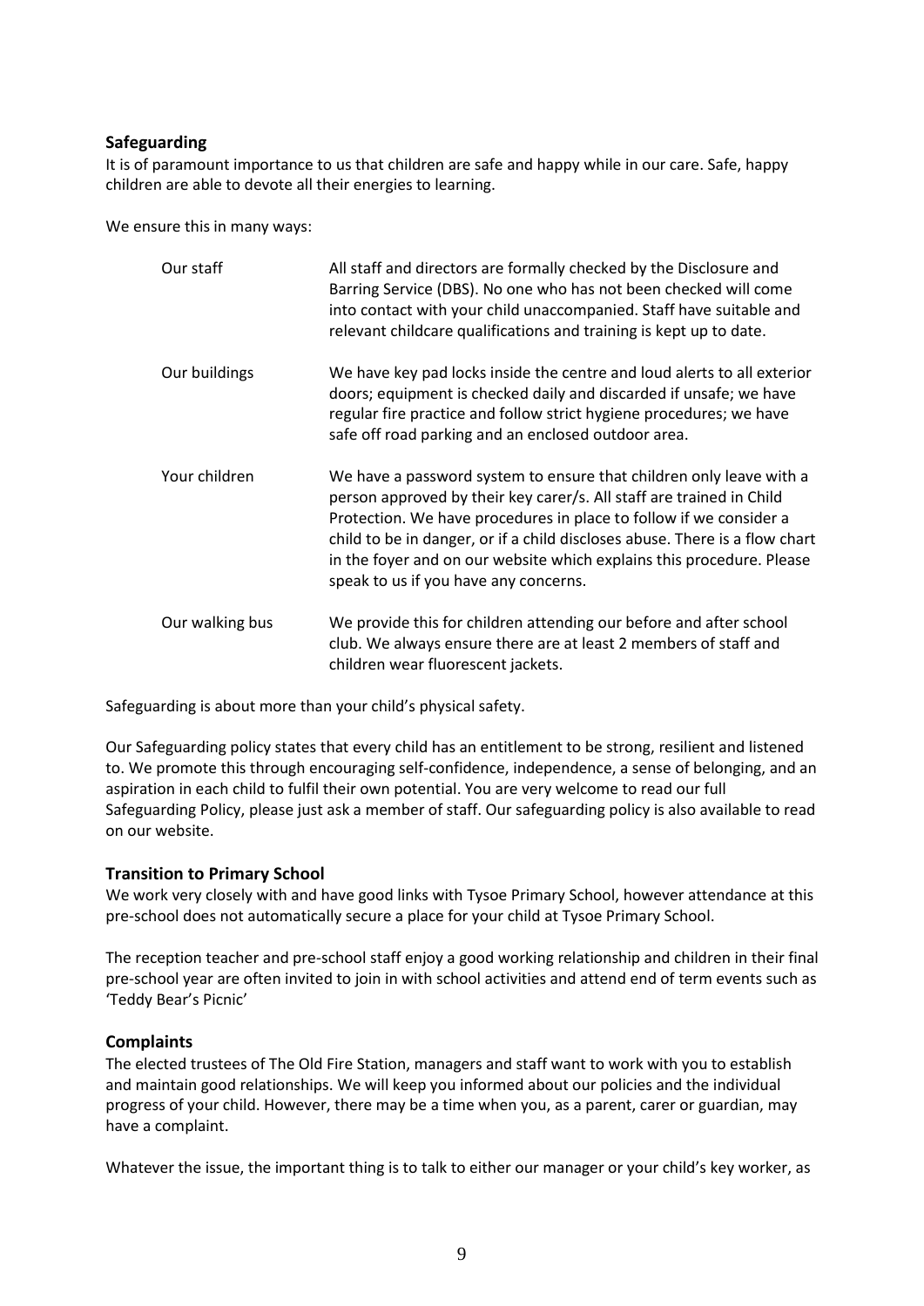## Safeguarding

It is of paramount importance to us that children are safe and happy while in our care. Safe, happy children are able to devote all their energies to learning.

We ensure this in many ways:

| | |
|---|---|
| Our staff | All staff and directors are formally checked by the Disclosure and Barring Service (DBS). No one who has not been checked will come into contact with your child unaccompanied. Staff have suitable and relevant childcare qualifications and training is kept up to date. |
| Our buildings | We have key pad locks inside the centre and loud alerts to all exterior doors; equipment is checked daily and discarded if unsafe; we have regular fire practice and follow strict hygiene procedures; we have safe off road parking and an enclosed outdoor area. |
| Your children | We have a password system to ensure that children only leave with a person approved by their key carer/s. All staff are trained in Child Protection. We have procedures in place to follow if we consider a child to be in danger, or if a child discloses abuse. There is a flow chart in the foyer and on our website which explains this procedure. Please speak to us if you have any concerns. |
| Our walking bus | We provide this for children attending our before and after school club. We always ensure there are at least 2 members of staff and children wear fluorescent jackets. |

Safeguarding is about more than your child's physical safety.

Our Safeguarding policy states that every child has an entitlement to be strong, resilient and listened to. We promote this through encouraging self-confidence, independence, a sense of belonging, and an aspiration in each child to fulfil their own potential. You are very welcome to read our full Safeguarding Policy, please just ask a member of staff. Our safeguarding policy is also available to read on our website.

## Transition to Primary School

We work very closely with and have good links with Tysoe Primary School, however attendance at this pre-school does not automatically secure a place for your child at Tysoe Primary School.

The reception teacher and pre-school staff enjoy a good working relationship and children in their final pre-school year are often invited to join in with school activities and attend end of term events such as 'Teddy Bear's Picnic'

## Complaints

The elected trustees of The Old Fire Station, managers and staff want to work with you to establish and maintain good relationships. We will keep you informed about our policies and the individual progress of your child. However, there may be a time when you, as a parent, carer or guardian, may have a complaint.

Whatever the issue, the important thing is to talk to either our manager or your child's key worker, as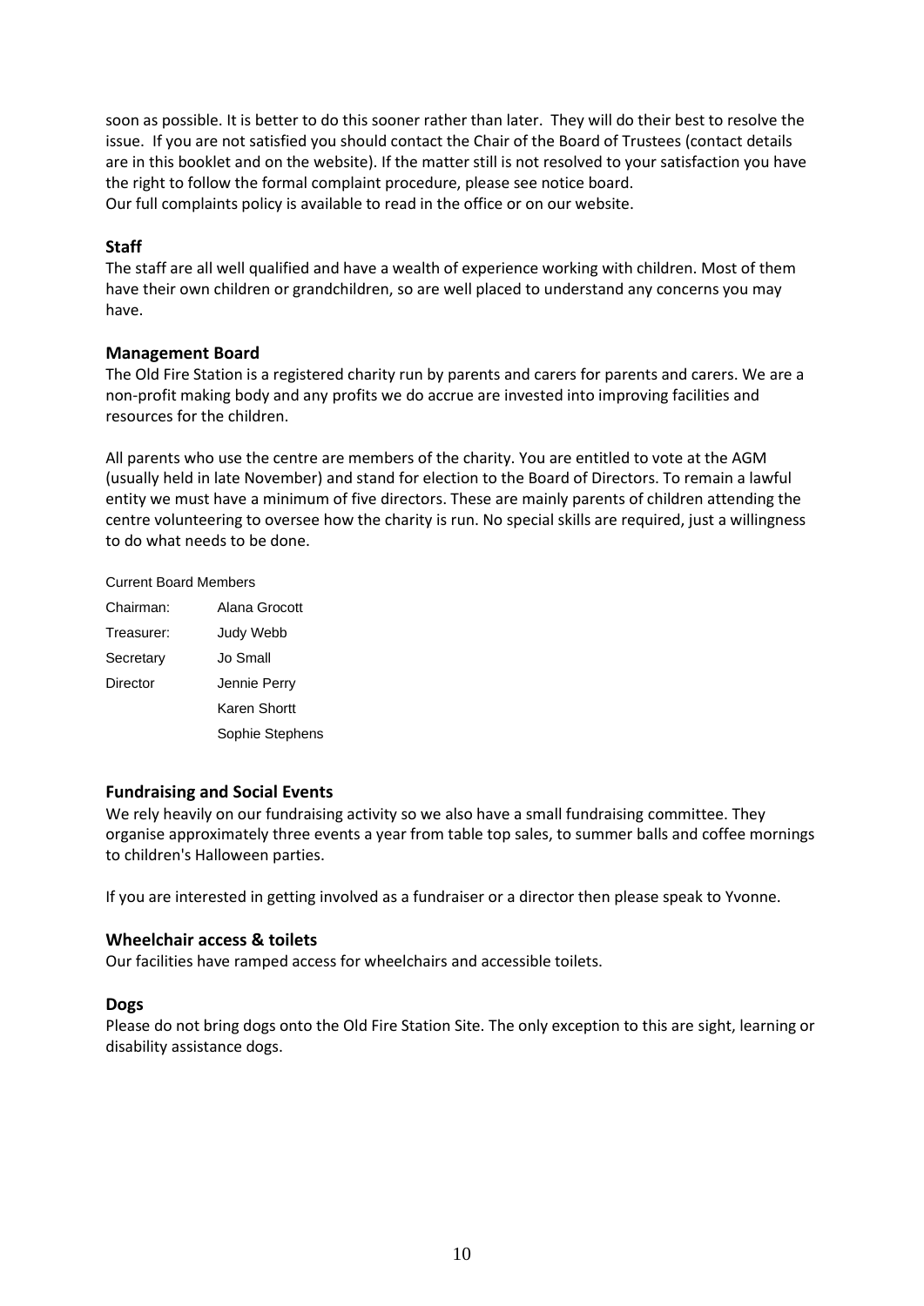soon as possible. It is better to do this sooner rather than later. They will do their best to resolve the issue. If you are not satisfied you should contact the Chair of the Board of Trustees (contact details are in this booklet and on the website). If the matter still is not resolved to your satisfaction you have the right to follow the formal complaint procedure, please see notice board.
Our full complaints policy is available to read in the office or on our website.

### Staff

The staff are all well qualified and have a wealth of experience working with children. Most of them have their own children or grandchildren, so are well placed to understand any concerns you may have.

### Management Board

The Old Fire Station is a registered charity run by parents and carers for parents and carers. We are a non-profit making body and any profits we do accrue are invested into improving facilities and resources for the children.

All parents who use the centre are members of the charity. You are entitled to vote at the AGM (usually held in late November) and stand for election to the Board of Directors. To remain a lawful entity we must have a minimum of five directors. These are mainly parents of children attending the centre volunteering to oversee how the charity is run. No special skills are required, just a willingness to do what needs to be done.

Current Board Members

| | |
|---|---|
| Chairman: | Alana Grocott |
| Treasurer: | Judy Webb |
| Secretary | Jo Small |
| Director | Jennie Perry |
| | Karen Shortt |
| | Sophie Stephens |

### Fundraising and Social Events

We rely heavily on our fundraising activity so we also have a small fundraising committee. They organise approximately three events a year from table top sales, to summer balls and coffee mornings to children's Halloween parties.

If you are interested in getting involved as a fundraiser or a director then please speak to Yvonne.

### Wheelchair access & toilets

Our facilities have ramped access for wheelchairs and accessible toilets.

### Dogs

Please do not bring dogs onto the Old Fire Station Site. The only exception to this are sight, learning or disability assistance dogs.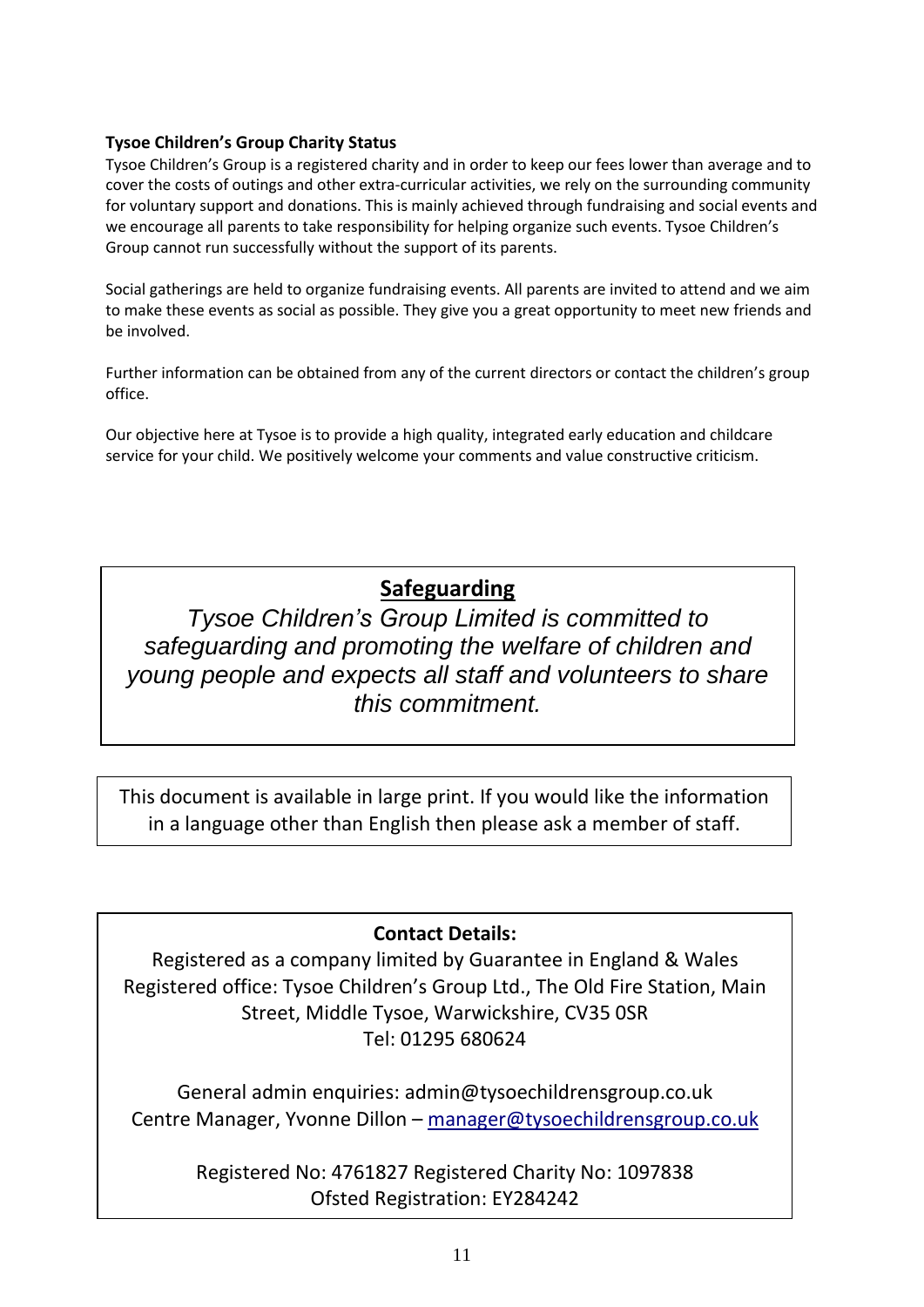**Tysoe Children's Group Charity Status**

Tysoe Children's Group is a registered charity and in order to keep our fees lower than average and to cover the costs of outings and other extra-curricular activities, we rely on the surrounding community for voluntary support and donations. This is mainly achieved through fundraising and social events and we encourage all parents to take responsibility for helping organize such events. Tysoe Children's Group cannot run successfully without the support of its parents.

Social gatherings are held to organize fundraising events. All parents are invited to attend and we aim to make these events as social as possible. They give you a great opportunity to meet new friends and be involved.

Further information can be obtained from any of the current directors or contact the children's group office.

Our objective here at Tysoe is to provide a high quality, integrated early education and childcare service for your child. We positively welcome your comments and value constructive criticism.

## Safeguarding

*Tysoe Children's Group Limited is committed to safeguarding and promoting the welfare of children and young people and expects all staff and volunteers to share this commitment.*

This document is available in large print. If you would like the information in a language other than English then please ask a member of staff.

**Contact Details:**

Registered as a company limited by Guarantee in England & Wales
Registered office: Tysoe Children's Group Ltd., The Old Fire Station, Main Street, Middle Tysoe, Warwickshire, CV35 0SR
Tel: 01295 680624

General admin enquiries: admin@tysoechildrensgroup.co.uk
Centre Manager, Yvonne Dillon – manager@tysoechildrensgroup.co.uk

Registered No: 4761827 Registered Charity No: 1097838
Ofsted Registration: EY284242